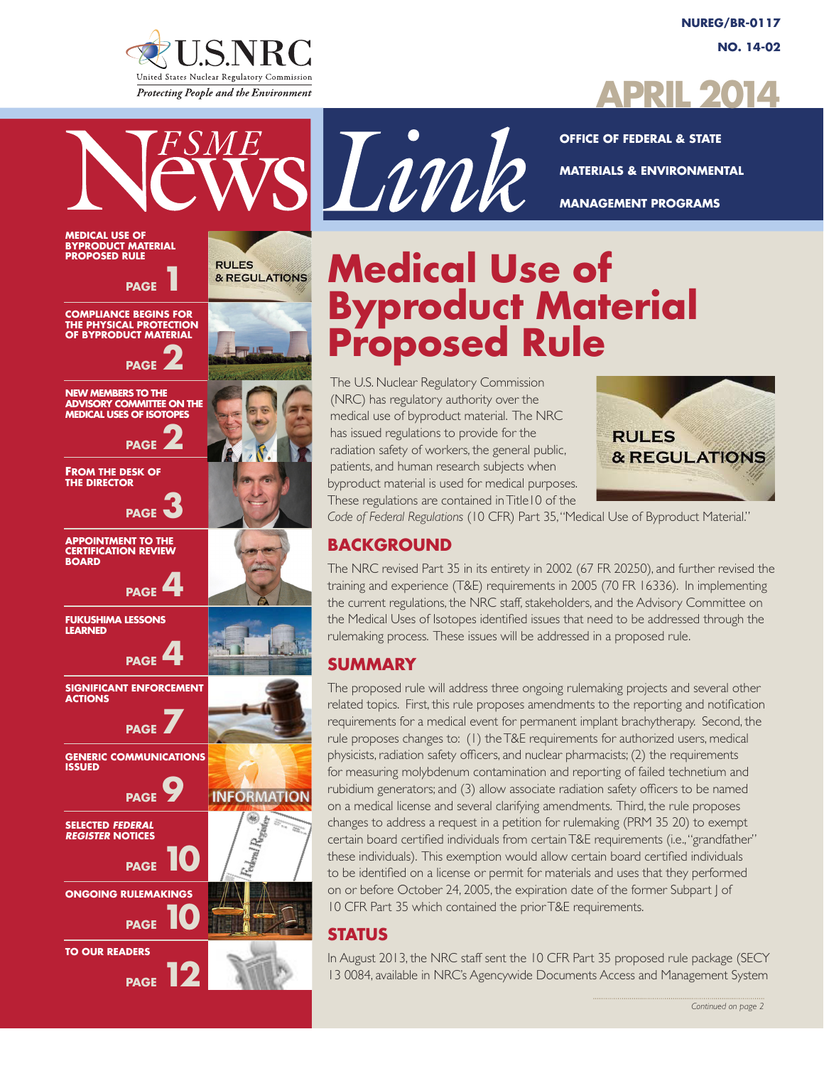U.S.NRC

United States Nuclear Regulatory Commission

*Protecting People and the Environment*

**NUREG/BR-0117**

**NO. 14-02**

**APRIL 2014**

# FSME News Link

**OFFICE OF FEDERAL & STATE MATERIALS & ENVIRONMENTAL MANAGEMENT PROGRAMS**

- **MEDICAL USE OF BYPRODUCT MATERIAL PROPOSED RULE** — PAGE 1
- **COMPLIANCE BEGINS FOR THE PHYSICAL PROTECTION OF BYPRODUCT MATERIAL** — PAGE 2
- **NEW MEMBERS TO THE ADVISORY COMMITTEE ON THE MEDICAL USES OF ISOTOPES** — PAGE 2
- **FROM THE DESK OF THE DIRECTOR** — PAGE 3
- **APPOINTMENT TO THE CERTIFICATION REVIEW BOARD** — PAGE 4
- **FUKUSHIMA LESSONS LEARNED** — PAGE 4
- **SIGNIFICANT ENFORCEMENT ACTIONS** — PAGE 7
- **GENERIC COMMUNICATIONS ISSUED** — PAGE 9
- **SELECTED *FEDERAL REGISTER* NOTICES** — PAGE 10
- **ONGOING RULEMAKINGS** — PAGE 10
- **TO OUR READERS** — PAGE 12

# Medical Use of Byproduct Material Proposed Rule

The U.S. Nuclear Regulatory Commission (NRC) has regulatory authority over the medical use of byproduct material. The NRC has issued regulations to provide for the radiation safety of workers, the general public, patients, and human research subjects when byproduct material is used for medical purposes. These regulations are contained in Title10 of the *Code of Federal Regulations* (10 CFR) Part 35, "Medical Use of Byproduct Material."

## BACKGROUND

The NRC revised Part 35 in its entirety in 2002 (67 FR 20250), and further revised the training and experience (T&E) requirements in 2005 (70 FR 16336). In implementing the current regulations, the NRC staff, stakeholders, and the Advisory Committee on the Medical Uses of Isotopes identified issues that need to be addressed through the rulemaking process. These issues will be addressed in a proposed rule.

## SUMMARY

The proposed rule will address three ongoing rulemaking projects and several other related topics. First, this rule proposes amendments to the reporting and notification requirements for a medical event for permanent implant brachytherapy. Second, the rule proposes changes to: (1) the T&E requirements for authorized users, medical physicists, radiation safety officers, and nuclear pharmacists; (2) the requirements for measuring molybdenum contamination and reporting of failed technetium and rubidium generators; and (3) allow associate radiation safety officers to be named on a medical license and several clarifying amendments. Third, the rule proposes changes to address a request in a petition for rulemaking (PRM 35 20) to exempt certain board certified individuals from certain T&E requirements (i.e., "grandfather" these individuals). This exemption would allow certain board certified individuals to be identified on a license or permit for materials and uses that they performed on or before October 24, 2005, the expiration date of the former Subpart J of 10 CFR Part 35 which contained the prior T&E requirements.

## STATUS

In August 2013, the NRC staff sent the 10 CFR Part 35 proposed rule package (SECY 13 0084, available in NRC's Agencywide Documents Access and Management System

*Continued on page 2*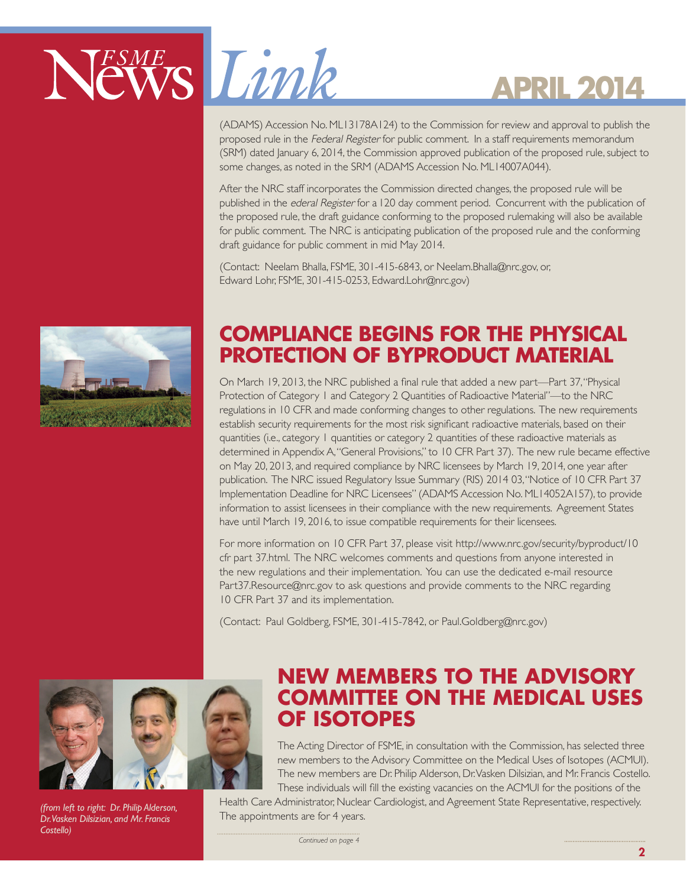(ADAMS) Accession No. ML13178A124) to the Commission for review and approval to publish the proposed rule in the *Federal Register* for public comment. In a staff requirements memorandum (SRM) dated January 6, 2014, the Commission approved publication of the proposed rule, subject to some changes, as noted in the SRM (ADAMS Accession No. ML14007A044).

After the NRC staff incorporates the Commission directed changes, the proposed rule will be published in the *ederal Register* for a 120 day comment period. Concurrent with the publication of the proposed rule, the draft guidance conforming to the proposed rulemaking will also be available for public comment. The NRC is anticipating publication of the proposed rule and the conforming draft guidance for public comment in mid May 2014.

(Contact: Neelam Bhalla, FSME, 301-415-6843, or Neelam.Bhalla@nrc.gov, or, Edward Lohr, FSME, 301-415-0253, Edward.Lohr@nrc.gov)

## COMPLIANCE BEGINS FOR THE PHYSICAL PROTECTION OF BYPRODUCT MATERIAL

On March 19, 2013, the NRC published a final rule that added a new part—Part 37, "Physical Protection of Category 1 and Category 2 Quantities of Radioactive Material"—to the NRC regulations in 10 CFR and made conforming changes to other regulations. The new requirements establish security requirements for the most risk significant radioactive materials, based on their quantities (i.e., category 1 quantities or category 2 quantities of these radioactive materials as determined in Appendix A, "General Provisions," to 10 CFR Part 37). The new rule became effective on May 20, 2013, and required compliance by NRC licensees by March 19, 2014, one year after publication. The NRC issued Regulatory Issue Summary (RIS) 2014 03, "Notice of 10 CFR Part 37 Implementation Deadline for NRC Licensees" (ADAMS Accession No. ML14052A157), to provide information to assist licensees in their compliance with the new requirements. Agreement States have until March 19, 2016, to issue compatible requirements for their licensees.

For more information on 10 CFR Part 37, please visit http://www.nrc.gov/security/byproduct/10 cfr part 37.html. The NRC welcomes comments and questions from anyone interested in the new regulations and their implementation. You can use the dedicated e-mail resource Part37.Resource@nrc.gov to ask questions and provide comments to the NRC regarding 10 CFR Part 37 and its implementation.

(Contact: Paul Goldberg, FSME, 301-415-7842, or Paul.Goldberg@nrc.gov)

## NEW MEMBERS TO THE ADVISORY COMMITTEE ON THE MEDICAL USES OF ISOTOPES

*(from left to right: Dr. Philip Alderson, Dr. Vasken Dilsizian, and Mr. Francis Costello)*

The Acting Director of FSME, in consultation with the Commission, has selected three new members to the Advisory Committee on the Medical Uses of Isotopes (ACMUI). The new members are Dr. Philip Alderson, Dr. Vasken Dilsizian, and Mr. Francis Costello. These individuals will fill the existing vacancies on the ACMUI for the positions of the Health Care Administrator, Nuclear Cardiologist, and Agreement State Representative, respectively. The appointments are for 4 years.

*Continued on page 4*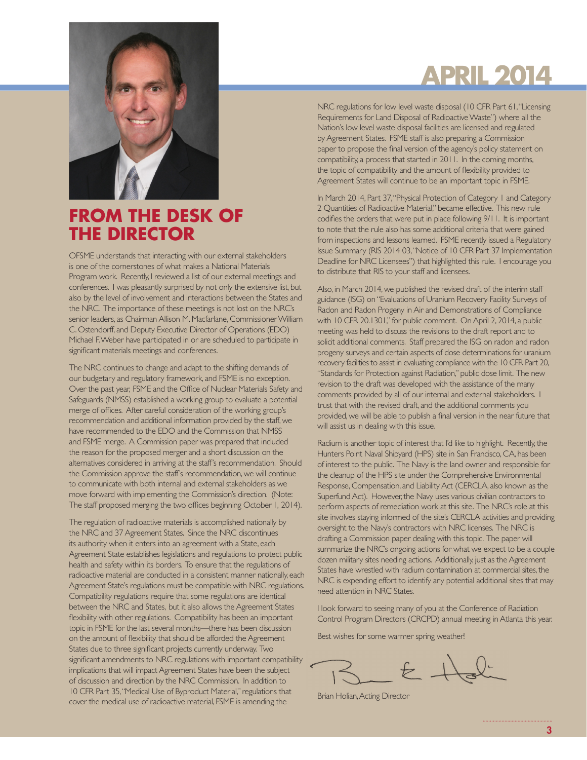# APRIL 2014

## FROM THE DESK OF THE DIRECTOR

OFSME understands that interacting with our external stakeholders is one of the cornerstones of what makes a National Materials Program work. Recently, I reviewed a list of our external meetings and conferences. I was pleasantly surprised by not only the extensive list, but also by the level of involvement and interactions between the States and the NRC. The importance of these meetings is not lost on the NRC's senior leaders, as Chairman Allison M. Macfarlane, Commissioner William C. Ostendorff, and Deputy Executive Director of Operations (EDO) Michael F. Weber have participated in or are scheduled to participate in significant materials meetings and conferences.

The NRC continues to change and adapt to the shifting demands of our budgetary and regulatory framework, and FSME is no exception. Over the past year, FSME and the Office of Nuclear Materials Safety and Safeguards (NMSS) established a working group to evaluate a potential merge of offices. After careful consideration of the working group's recommendation and additional information provided by the staff, we have recommended to the EDO and the Commission that NMSS and FSME merge. A Commission paper was prepared that included the reason for the proposed merger and a short discussion on the alternatives considered in arriving at the staff's recommendation. Should the Commission approve the staff's recommendation, we will continue to communicate with both internal and external stakeholders as we move forward with implementing the Commission's direction. (Note: The staff proposed merging the two offices beginning October 1, 2014).

The regulation of radioactive materials is accomplished nationally by the NRC and 37 Agreement States. Since the NRC discontinues its authority when it enters into an agreement with a State, each Agreement State establishes legislations and regulations to protect public health and safety within its borders. To ensure that the regulations of radioactive material are conducted in a consistent manner nationally, each Agreement State's regulations must be compatible with NRC regulations. Compatibility regulations require that some regulations are identical between the NRC and States, but it also allows the Agreement States flexibility with other regulations. Compatibility has been an important topic in FSME for the last several months—there has been discussion on the amount of flexibility that should be afforded the Agreement States due to three significant projects currently underway. Two significant amendments to NRC regulations with important compatibility implications that will impact Agreement States have been the subject of discussion and direction by the NRC Commission. In addition to 10 CFR Part 35, "Medical Use of Byproduct Material," regulations that cover the medical use of radioactive material, FSME is amending the NRC regulations for low level waste disposal (10 CFR Part 61, "Licensing Requirements for Land Disposal of Radioactive Waste") where all the Nation's low level waste disposal facilities are licensed and regulated by Agreement States. FSME staff is also preparing a Commission paper to propose the final version of the agency's policy statement on compatibility, a process that started in 2011. In the coming months, the topic of compatibility and the amount of flexibility provided to Agreement States will continue to be an important topic in FSME.

In March 2014, Part 37, "Physical Protection of Category 1 and Category 2 Quantities of Radioactive Material," became effective. This new rule codifies the orders that were put in place following 9/11. It is important to note that the rule also has some additional criteria that were gained from inspections and lessons learned. FSME recently issued a Regulatory Issue Summary (RIS 2014 03, "Notice of 10 CFR Part 37 Implementation Deadline for NRC Licensees") that highlighted this rule. I encourage you to distribute that RIS to your staff and licensees.

Also, in March 2014, we published the revised draft of the interim staff guidance (ISG) on "Evaluations of Uranium Recovery Facility Surveys of Radon and Radon Progeny in Air and Demonstrations of Compliance with 10 CFR 20.1301," for public comment. On April 2, 2014, a public meeting was held to discuss the revisions to the draft report and to solicit additional comments. Staff prepared the ISG on radon and radon progeny surveys and certain aspects of dose determinations for uranium recovery facilities to assist in evaluating compliance with the 10 CFR Part 20, "Standards for Protection against Radiation," public dose limit. The new revision to the draft was developed with the assistance of the many comments provided by all of our internal and external stakeholders. I trust that with the revised draft, and the additional comments you provided, we will be able to publish a final version in the near future that will assist us in dealing with this issue.

Radium is another topic of interest that I'd like to highlight. Recently, the Hunters Point Naval Shipyard (HPS) site in San Francisco, CA, has been of interest to the public. The Navy is the land owner and responsible for the cleanup of the HPS site under the Comprehensive Environmental Response, Compensation, and Liability Act (CERCLA, also known as the Superfund Act). However, the Navy uses various civilian contractors to perform aspects of remediation work at this site. The NRC's role at this site involves staying informed of the site's CERCLA activities and providing oversight to the Navy's contractors with NRC licenses. The NRC is drafting a Commission paper dealing with this topic. The paper will summarize the NRC's ongoing actions for what we expect to be a couple dozen military sites needing actions. Additionally, just as the Agreement States have wrestled with radium contamination at commercial sites, the NRC is expending effort to identify any potential additional sites that may need attention in NRC States.

I look forward to seeing many of you at the Conference of Radiation Control Program Directors (CRCPD) annual meeting in Atlanta this year.

Best wishes for some warmer spring weather!

Brian Holian, Acting Director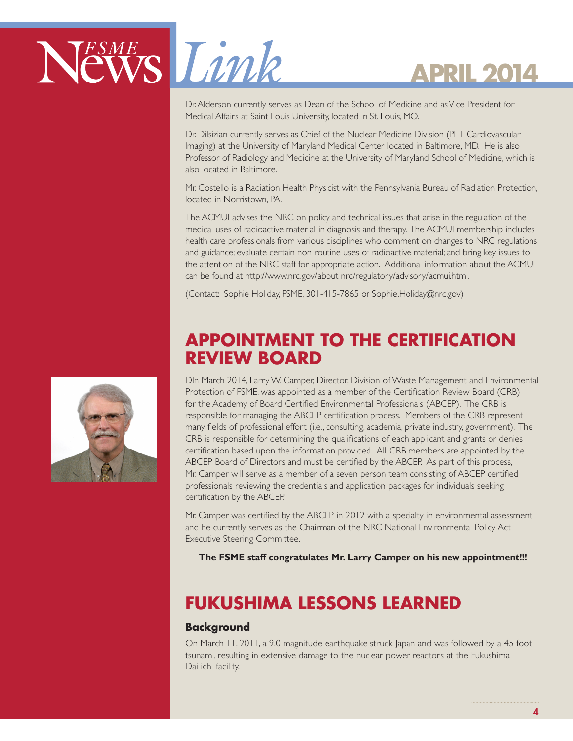Dr. Alderson currently serves as Dean of the School of Medicine and as Vice President for Medical Affairs at Saint Louis University, located in St. Louis, MO.

Dr. Dilsizian currently serves as Chief of the Nuclear Medicine Division (PET Cardiovascular Imaging) at the University of Maryland Medical Center located in Baltimore, MD. He is also Professor of Radiology and Medicine at the University of Maryland School of Medicine, which is also located in Baltimore.

Mr. Costello is a Radiation Health Physicist with the Pennsylvania Bureau of Radiation Protection, located in Norristown, PA.

The ACMUI advises the NRC on policy and technical issues that arise in the regulation of the medical uses of radioactive material in diagnosis and therapy. The ACMUI membership includes health care professionals from various disciplines who comment on changes to NRC regulations and guidance; evaluate certain non routine uses of radioactive material; and bring key issues to the attention of the NRC staff for appropriate action. Additional information about the ACMUI can be found at http://www.nrc.gov/about nrc/regulatory/advisory/acmui.html.

(Contact: Sophie Holiday, FSME, 301-415-7865 or Sophie.Holiday@nrc.gov)

## APPOINTMENT TO THE CERTIFICATION REVIEW BOARD

DIn March 2014, Larry W. Camper, Director, Division of Waste Management and Environmental Protection of FSME, was appointed as a member of the Certification Review Board (CRB) for the Academy of Board Certified Environmental Professionals (ABCEP). The CRB is responsible for managing the ABCEP certification process. Members of the CRB represent many fields of professional effort (i.e., consulting, academia, private industry, government). The CRB is responsible for determining the qualifications of each applicant and grants or denies certification based upon the information provided. All CRB members are appointed by the ABCEP Board of Directors and must be certified by the ABCEP. As part of this process, Mr. Camper will serve as a member of a seven person team consisting of ABCEP certified professionals reviewing the credentials and application packages for individuals seeking certification by the ABCEP.

Mr. Camper was certified by the ABCEP in 2012 with a specialty in environmental assessment and he currently serves as the Chairman of the NRC National Environmental Policy Act Executive Steering Committee.

**The FSME staff congratulates Mr. Larry Camper on his new appointment!!!**

## FUKUSHIMA LESSONS LEARNED

### Background

On March 11, 2011, a 9.0 magnitude earthquake struck Japan and was followed by a 45 foot tsunami, resulting in extensive damage to the nuclear power reactors at the Fukushima Dai ichi facility.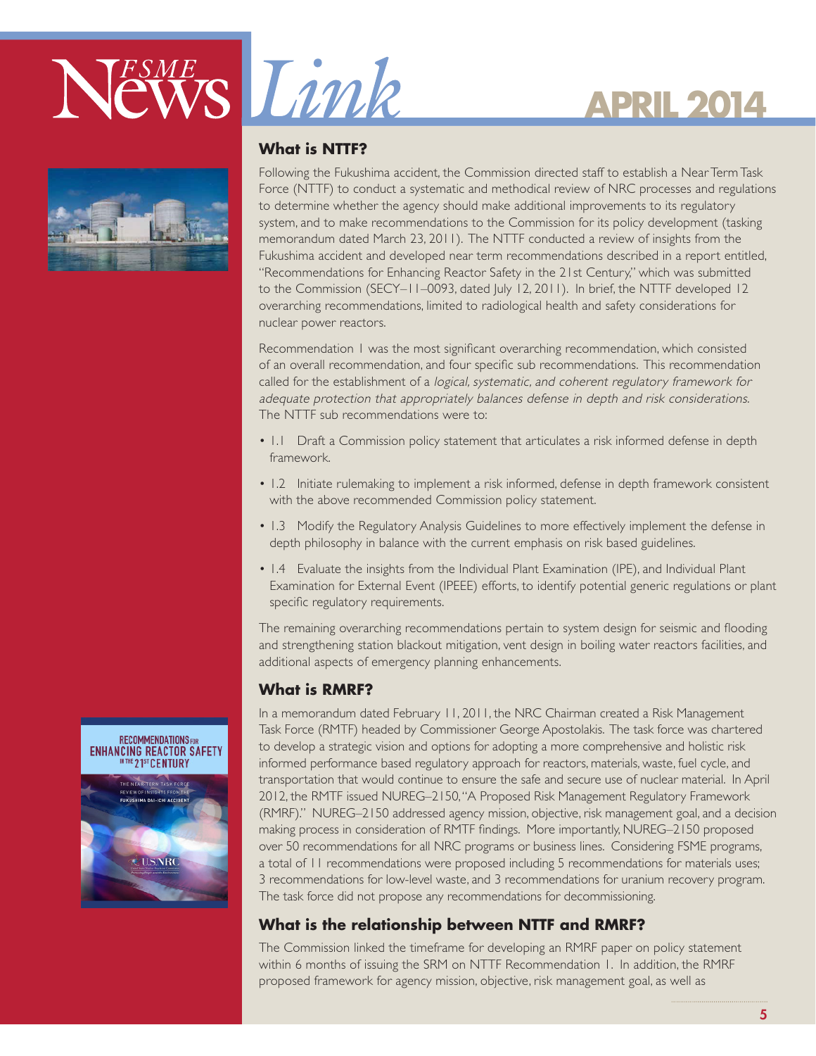### What is NTTF?

Following the Fukushima accident, the Commission directed staff to establish a Near Term Task Force (NTTF) to conduct a systematic and methodical review of NRC processes and regulations to determine whether the agency should make additional improvements to its regulatory system, and to make recommendations to the Commission for its policy development (tasking memorandum dated March 23, 2011). The NTTF conducted a review of insights from the Fukushima accident and developed near term recommendations described in a report entitled, "Recommendations for Enhancing Reactor Safety in the 21st Century," which was submitted to the Commission (SECY–11–0093, dated July 12, 2011). In brief, the NTTF developed 12 overarching recommendations, limited to radiological health and safety considerations for nuclear power reactors.

Recommendation 1 was the most significant overarching recommendation, which consisted of an overall recommendation, and four specific sub recommendations. This recommendation called for the establishment of a *logical, systematic, and coherent regulatory framework for adequate protection that appropriately balances defense in depth and risk considerations.* The NTTF sub recommendations were to:

- 1.1 Draft a Commission policy statement that articulates a risk informed defense in depth framework.
- 1.2 Initiate rulemaking to implement a risk informed, defense in depth framework consistent with the above recommended Commission policy statement.
- 1.3 Modify the Regulatory Analysis Guidelines to more effectively implement the defense in depth philosophy in balance with the current emphasis on risk based guidelines.
- 1.4 Evaluate the insights from the Individual Plant Examination (IPE), and Individual Plant Examination for External Event (IPEEE) efforts, to identify potential generic regulations or plant specific regulatory requirements.

The remaining overarching recommendations pertain to system design for seismic and flooding and strengthening station blackout mitigation, vent design in boiling water reactors facilities, and additional aspects of emergency planning enhancements.

### What is RMRF?

In a memorandum dated February 11, 2011, the NRC Chairman created a Risk Management Task Force (RMTF) headed by Commissioner George Apostolakis. The task force was chartered to develop a strategic vision and options for adopting a more comprehensive and holistic risk informed performance based regulatory approach for reactors, materials, waste, fuel cycle, and transportation that would continue to ensure the safe and secure use of nuclear material. In April 2012, the RMTF issued NUREG–2150, "A Proposed Risk Management Regulatory Framework (RMRF)." NUREG–2150 addressed agency mission, objective, risk management goal, and a decision making process in consideration of RMTF findings. More importantly, NUREG–2150 proposed over 50 recommendations for all NRC programs or business lines. Considering FSME programs, a total of 11 recommendations were proposed including 5 recommendations for materials uses; 3 recommendations for low-level waste, and 3 recommendations for uranium recovery program. The task force did not propose any recommendations for decommissioning.

### What is the relationship between NTTF and RMRF?

The Commission linked the timeframe for developing an RMRF paper on policy statement within 6 months of issuing the SRM on NTTF Recommendation 1. In addition, the RMRF proposed framework for agency mission, objective, risk management goal, as well as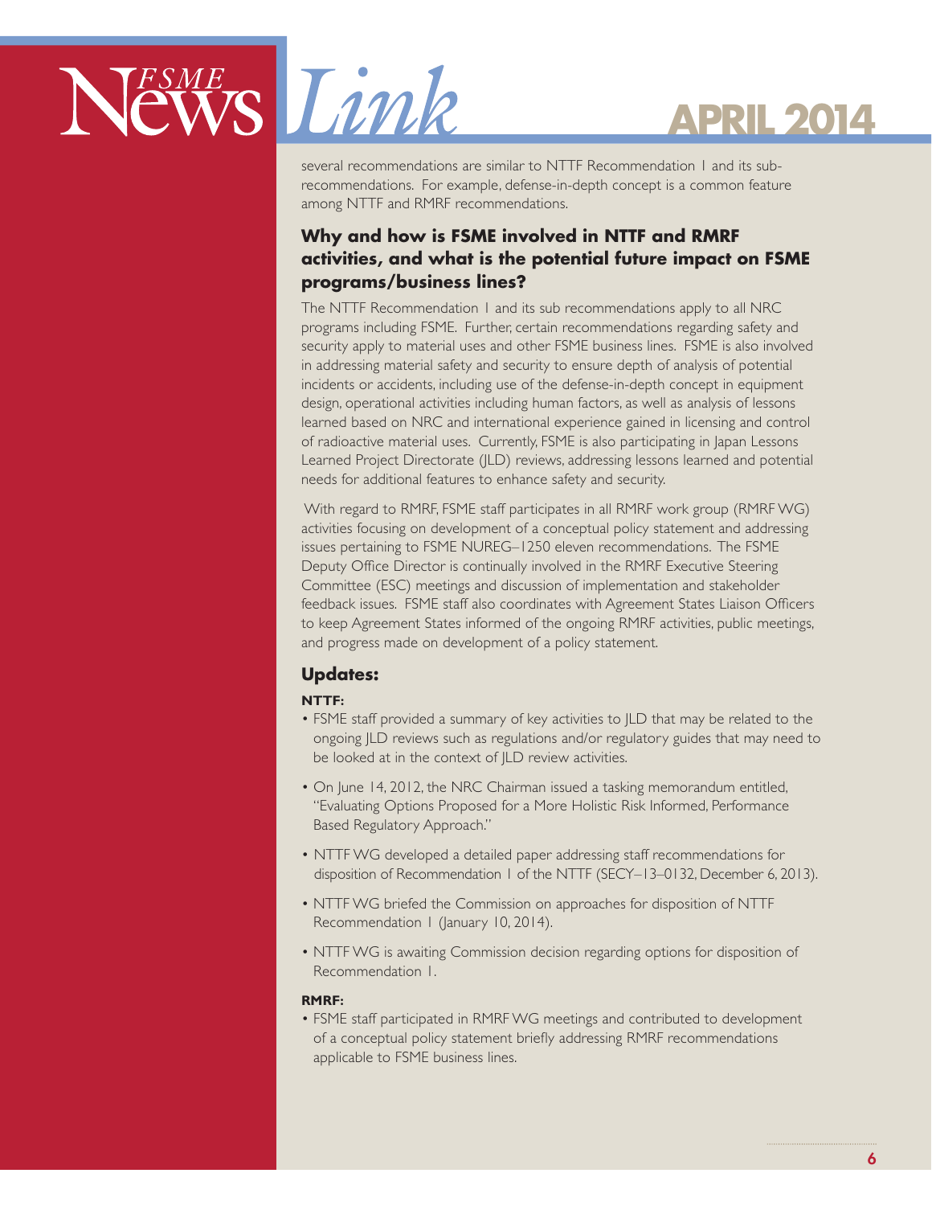several recommendations are similar to NTTF Recommendation 1 and its sub-recommendations. For example, defense-in-depth concept is a common feature among NTTF and RMRF recommendations.

### Why and how is FSME involved in NTTF and RMRF activities, and what is the potential future impact on FSME programs/business lines?

The NTTF Recommendation 1 and its sub recommendations apply to all NRC programs including FSME. Further, certain recommendations regarding safety and security apply to material uses and other FSME business lines. FSME is also involved in addressing material safety and security to ensure depth of analysis of potential incidents or accidents, including use of the defense-in-depth concept in equipment design, operational activities including human factors, as well as analysis of lessons learned based on NRC and international experience gained in licensing and control of radioactive material uses. Currently, FSME is also participating in Japan Lessons Learned Project Directorate (JLD) reviews, addressing lessons learned and potential needs for additional features to enhance safety and security.

With regard to RMRF, FSME staff participates in all RMRF work group (RMRF WG) activities focusing on development of a conceptual policy statement and addressing issues pertaining to FSME NUREG–1250 eleven recommendations. The FSME Deputy Office Director is continually involved in the RMRF Executive Steering Committee (ESC) meetings and discussion of implementation and stakeholder feedback issues. FSME staff also coordinates with Agreement States Liaison Officers to keep Agreement States informed of the ongoing RMRF activities, public meetings, and progress made on development of a policy statement.

### Updates:

**NTTF:**

- FSME staff provided a summary of key activities to JLD that may be related to the ongoing JLD reviews such as regulations and/or regulatory guides that may need to be looked at in the context of JLD review activities.
- On June 14, 2012, the NRC Chairman issued a tasking memorandum entitled, "Evaluating Options Proposed for a More Holistic Risk Informed, Performance Based Regulatory Approach."
- NTTF WG developed a detailed paper addressing staff recommendations for disposition of Recommendation 1 of the NTTF (SECY–13–0132, December 6, 2013).
- NTTF WG briefed the Commission on approaches for disposition of NTTF Recommendation 1 (January 10, 2014).
- NTTF WG is awaiting Commission decision regarding options for disposition of Recommendation 1.

**RMRF:**

- FSME staff participated in RMRF WG meetings and contributed to development of a conceptual policy statement briefly addressing RMRF recommendations applicable to FSME business lines.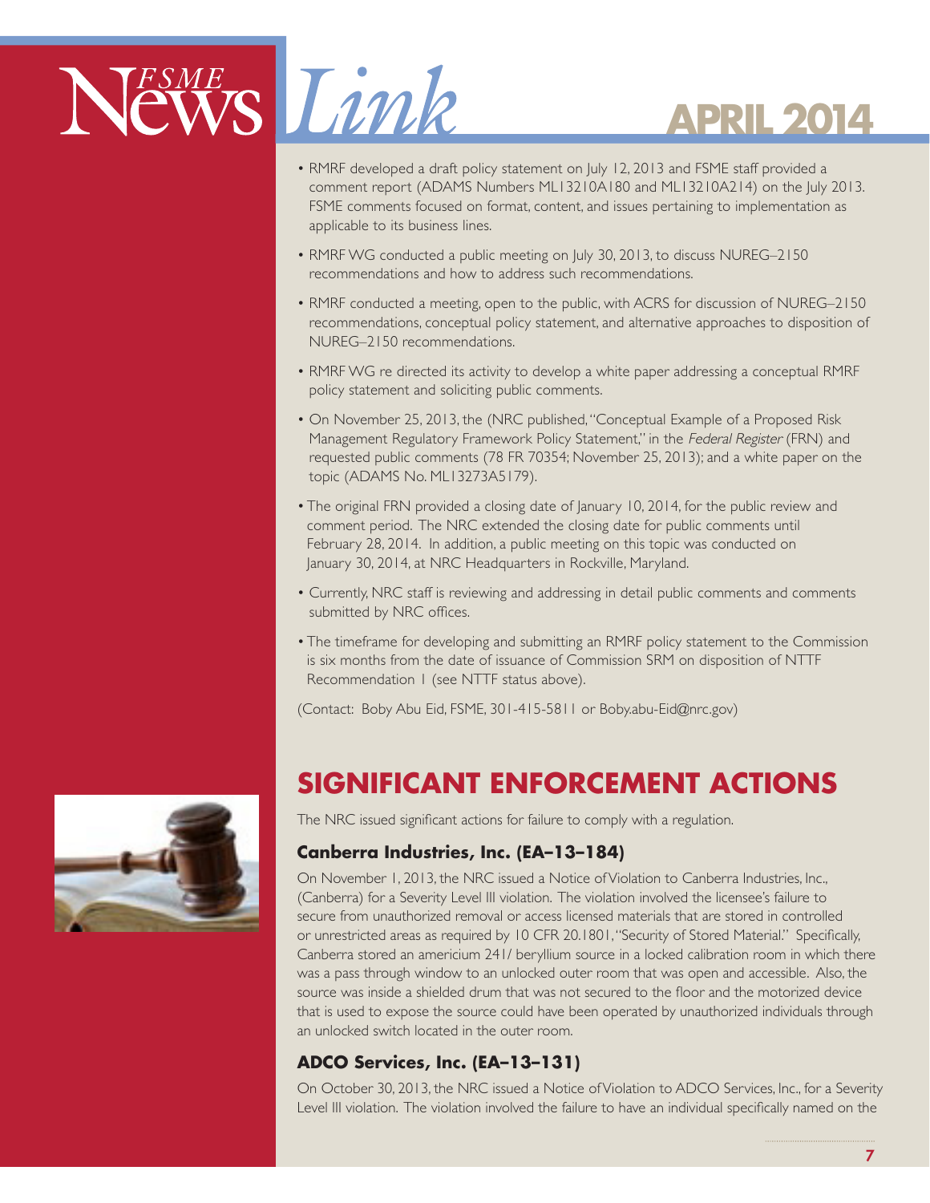- RMRF developed a draft policy statement on July 12, 2013 and FSME staff provided a comment report (ADAMS Numbers ML13210A180 and ML13210A214) on the July 2013. FSME comments focused on format, content, and issues pertaining to implementation as applicable to its business lines.
- RMRF WG conducted a public meeting on July 30, 2013, to discuss NUREG–2150 recommendations and how to address such recommendations.
- RMRF conducted a meeting, open to the public, with ACRS for discussion of NUREG–2150 recommendations, conceptual policy statement, and alternative approaches to disposition of NUREG–2150 recommendations.
- RMRF WG re directed its activity to develop a white paper addressing a conceptual RMRF policy statement and soliciting public comments.
- On November 25, 2013, the (NRC published, "Conceptual Example of a Proposed Risk Management Regulatory Framework Policy Statement," in the *Federal Register* (FRN) and requested public comments (78 FR 70354; November 25, 2013); and a white paper on the topic (ADAMS No. ML13273A5179).
- The original FRN provided a closing date of January 10, 2014, for the public review and comment period. The NRC extended the closing date for public comments until February 28, 2014. In addition, a public meeting on this topic was conducted on January 30, 2014, at NRC Headquarters in Rockville, Maryland.
- Currently, NRC staff is reviewing and addressing in detail public comments and comments submitted by NRC offices.
- The timeframe for developing and submitting an RMRF policy statement to the Commission is six months from the date of issuance of Commission SRM on disposition of NTTF Recommendation 1 (see NTTF status above).

(Contact: Boby Abu Eid, FSME, 301-415-5811 or Boby.abu-Eid@nrc.gov)

## SIGNIFICANT ENFORCEMENT ACTIONS

The NRC issued significant actions for failure to comply with a regulation.

### Canberra Industries, Inc. (EA–13–184)

On November 1, 2013, the NRC issued a Notice of Violation to Canberra Industries, Inc., (Canberra) for a Severity Level III violation. The violation involved the licensee's failure to secure from unauthorized removal or access licensed materials that are stored in controlled or unrestricted areas as required by 10 CFR 20.1801, "Security of Stored Material." Specifically, Canberra stored an americium 241/ beryllium source in a locked calibration room in which there was a pass through window to an unlocked outer room that was open and accessible. Also, the source was inside a shielded drum that was not secured to the floor and the motorized device that is used to expose the source could have been operated by unauthorized individuals through an unlocked switch located in the outer room.

### ADCO Services, Inc. (EA–13–131)

On October 30, 2013, the NRC issued a Notice of Violation to ADCO Services, Inc., for a Severity Level III violation. The violation involved the failure to have an individual specifically named on the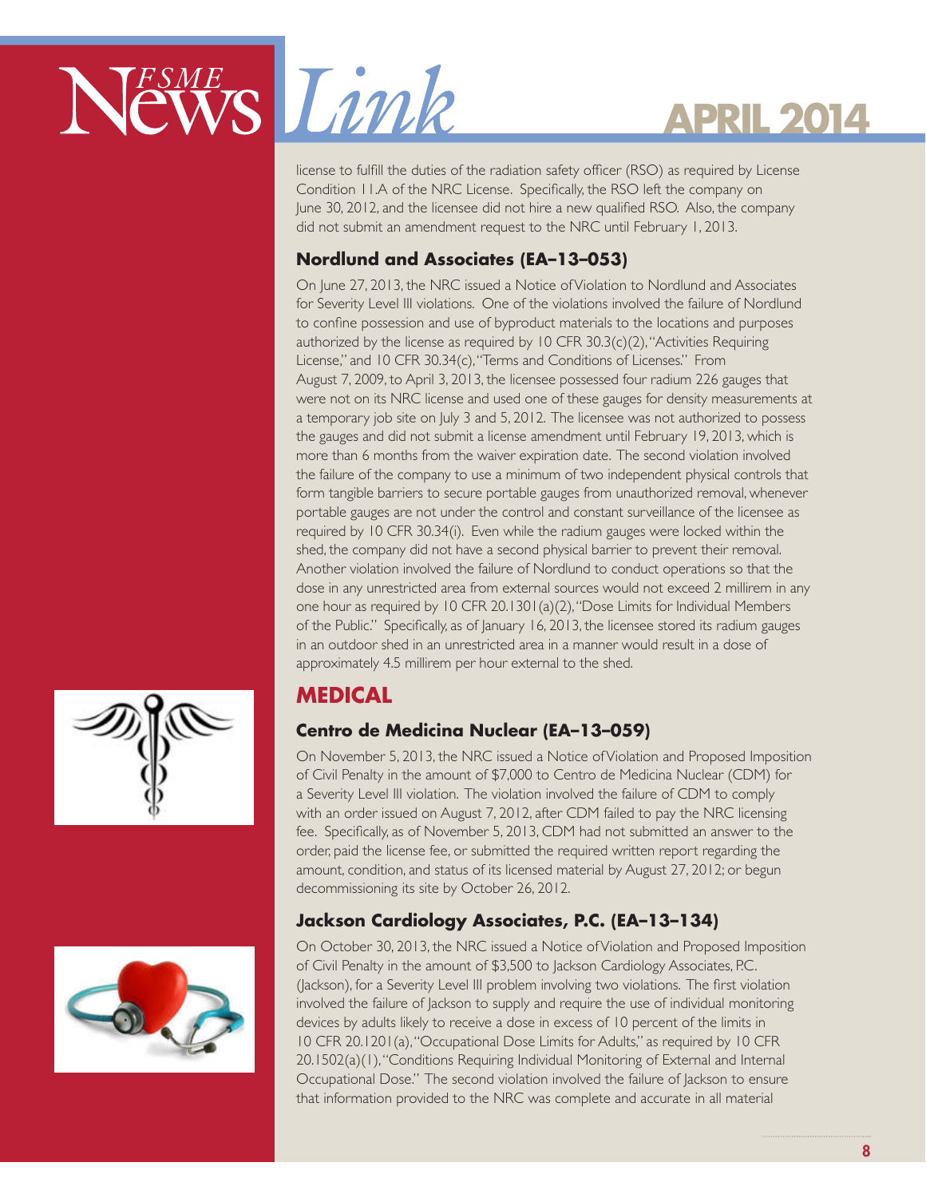license to fulfill the duties of the radiation safety officer (RSO) as required by License Condition 11.A of the NRC License. Specifically, the RSO left the company on June 30, 2012, and the licensee did not hire a new qualified RSO. Also, the company did not submit an amendment request to the NRC until February 1, 2013.

### Nordlund and Associates (EA–13–053)

On June 27, 2013, the NRC issued a Notice of Violation to Nordlund and Associates for Severity Level III violations. One of the violations involved the failure of Nordlund to confine possession and use of byproduct materials to the locations and purposes authorized by the license as required by 10 CFR 30.3(c)(2), "Activities Requiring License," and 10 CFR 30.34(c), "Terms and Conditions of Licenses." From August 7, 2009, to April 3, 2013, the licensee possessed four radium 226 gauges that were not on its NRC license and used one of these gauges for density measurements at a temporary job site on July 3 and 5, 2012. The licensee was not authorized to possess the gauges and did not submit a license amendment until February 19, 2013, which is more than 6 months from the waiver expiration date. The second violation involved the failure of the company to use a minimum of two independent physical controls that form tangible barriers to secure portable gauges from unauthorized removal, whenever portable gauges are not under the control and constant surveillance of the licensee as required by 10 CFR 30.34(i). Even while the radium gauges were locked within the shed, the company did not have a second physical barrier to prevent their removal. Another violation involved the failure of Nordlund to conduct operations so that the dose in any unrestricted area from external sources would not exceed 2 millirem in any one hour as required by 10 CFR 20.1301(a)(2), "Dose Limits for Individual Members of the Public." Specifically, as of January 16, 2013, the licensee stored its radium gauges in an outdoor shed in an unrestricted area in a manner would result in a dose of approximately 4.5 millirem per hour external to the shed.

## MEDICAL

### Centro de Medicina Nuclear (EA–13–059)

On November 5, 2013, the NRC issued a Notice of Violation and Proposed Imposition of Civil Penalty in the amount of $7,000 to Centro de Medicina Nuclear (CDM) for a Severity Level III violation. The violation involved the failure of CDM to comply with an order issued on August 7, 2012, after CDM failed to pay the NRC licensing fee. Specifically, as of November 5, 2013, CDM had not submitted an answer to the order, paid the license fee, or submitted the required written report regarding the amount, condition, and status of its licensed material by August 27, 2012; or begun decommissioning its site by October 26, 2012.

### Jackson Cardiology Associates, P.C. (EA–13–134)

On October 30, 2013, the NRC issued a Notice of Violation and Proposed Imposition of Civil Penalty in the amount of $3,500 to Jackson Cardiology Associates, P.C. (Jackson), for a Severity Level III problem involving two violations. The first violation involved the failure of Jackson to supply and require the use of individual monitoring devices by adults likely to receive a dose in excess of 10 percent of the limits in 10 CFR 20.1201(a), "Occupational Dose Limits for Adults," as required by 10 CFR 20.1502(a)(1), "Conditions Requiring Individual Monitoring of External and Internal Occupational Dose." The second violation involved the failure of Jackson to ensure that information provided to the NRC was complete and accurate in all material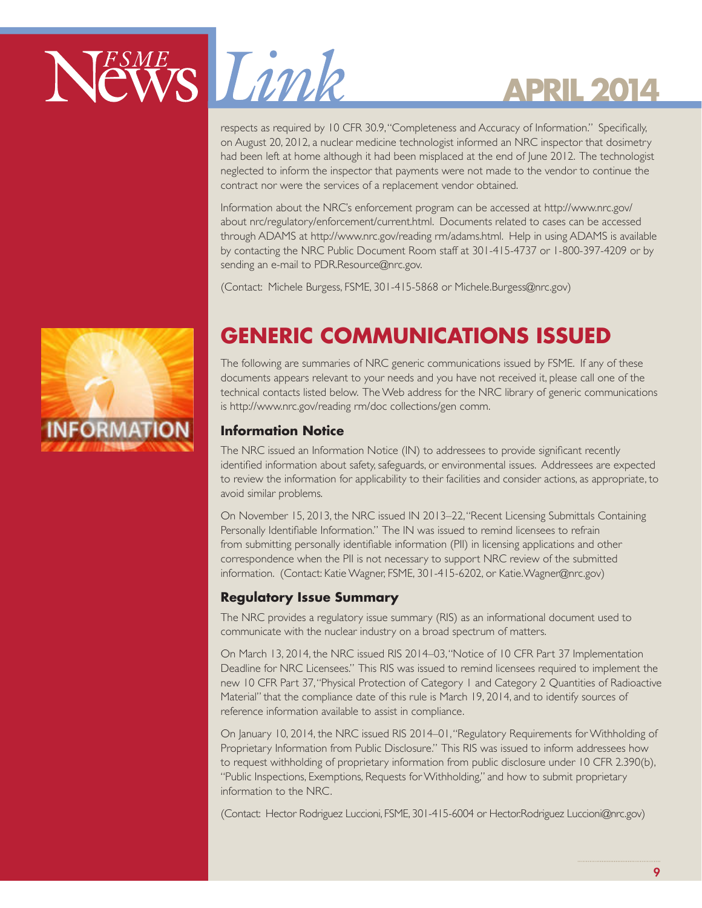respects as required by 10 CFR 30.9, "Completeness and Accuracy of Information." Specifically, on August 20, 2012, a nuclear medicine technologist informed an NRC inspector that dosimetry had been left at home although it had been misplaced at the end of June 2012. The technologist neglected to inform the inspector that payments were not made to the vendor to continue the contract nor were the services of a replacement vendor obtained.

Information about the NRC's enforcement program can be accessed at http://www.nrc.gov/about nrc/regulatory/enforcement/current.html. Documents related to cases can be accessed through ADAMS at http://www.nrc.gov/reading rm/adams.html. Help in using ADAMS is available by contacting the NRC Public Document Room staff at 301-415-4737 or 1-800-397-4209 or by sending an e-mail to PDR.Resource@nrc.gov.

(Contact: Michele Burgess, FSME, 301-415-5868 or Michele.Burgess@nrc.gov)

## GENERIC COMMUNICATIONS ISSUED

The following are summaries of NRC generic communications issued by FSME. If any of these documents appears relevant to your needs and you have not received it, please call one of the technical contacts listed below. The Web address for the NRC library of generic communications is http://www.nrc.gov/reading rm/doc collections/gen comm.

### Information Notice

The NRC issued an Information Notice (IN) to addressees to provide significant recently identified information about safety, safeguards, or environmental issues. Addressees are expected to review the information for applicability to their facilities and consider actions, as appropriate, to avoid similar problems.

On November 15, 2013, the NRC issued IN 2013–22, "Recent Licensing Submittals Containing Personally Identifiable Information." The IN was issued to remind licensees to refrain from submitting personally identifiable information (PII) in licensing applications and other correspondence when the PII is not necessary to support NRC review of the submitted information. (Contact: Katie Wagner, FSME, 301-415-6202, or Katie.Wagner@nrc.gov)

### Regulatory Issue Summary

The NRC provides a regulatory issue summary (RIS) as an informational document used to communicate with the nuclear industry on a broad spectrum of matters.

On March 13, 2014, the NRC issued RIS 2014–03, "Notice of 10 CFR Part 37 Implementation Deadline for NRC Licensees." This RIS was issued to remind licensees required to implement the new 10 CFR Part 37, "Physical Protection of Category 1 and Category 2 Quantities of Radioactive Material" that the compliance date of this rule is March 19, 2014, and to identify sources of reference information available to assist in compliance.

On January 10, 2014, the NRC issued RIS 2014–01, "Regulatory Requirements for Withholding of Proprietary Information from Public Disclosure." This RIS was issued to inform addressees how to request withholding of proprietary information from public disclosure under 10 CFR 2.390(b), "Public Inspections, Exemptions, Requests for Withholding," and how to submit proprietary information to the NRC.

(Contact: Hector Rodriguez Luccioni, FSME, 301-415-6004 or Hector.Rodriguez Luccioni@nrc.gov)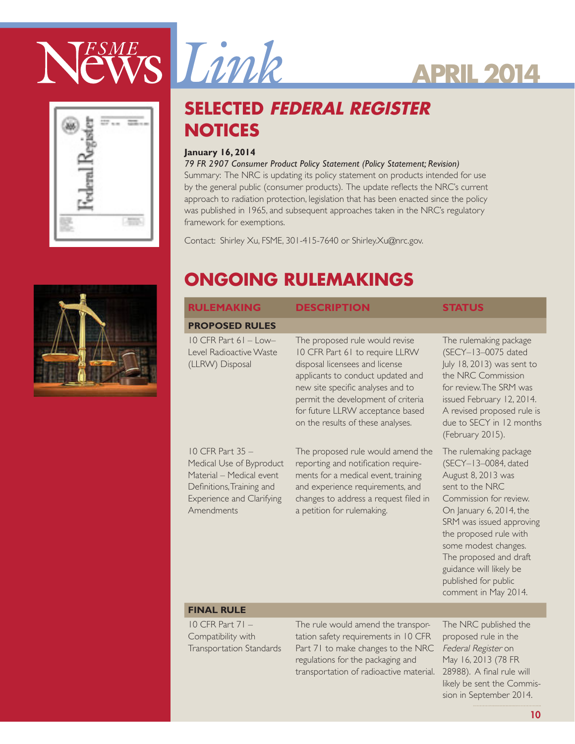## SELECTED *FEDERAL REGISTER* NOTICES

**January 16, 2014**

*79 FR 2907 Consumer Product Policy Statement (Policy Statement; Revision)*

Summary: The NRC is updating its policy statement on products intended for use by the general public (consumer products). The update reflects the NRC's current approach to radiation protection, legislation that has been enacted since the policy was published in 1965, and subsequent approaches taken in the NRC's regulatory framework for exemptions.

Contact: Shirley Xu, FSME, 301-415-7640 or Shirley.Xu@nrc.gov.

## ONGOING RULEMAKINGS

| RULEMAKING | DESCRIPTION | STATUS |
|---|---|---|
| **PROPOSED RULES** | | |
| 10 CFR Part 61 – Low–Level Radioactive Waste (LLRW) Disposal | The proposed rule would revise 10 CFR Part 61 to require LLRW disposal licensees and license applicants to conduct updated and new site specific analyses and to permit the development of criteria for future LLRW acceptance based on the results of these analyses. | The rulemaking package (SECY–13–0075 dated July 18, 2013) was sent to the NRC Commission for review. The SRM was issued February 12, 2014. A revised proposed rule is due to SECY in 12 months (February 2015). |
| 10 CFR Part 35 – Medical Use of Byproduct Material – Medical event Definitions, Training and Experience and Clarifying Amendments | The proposed rule would amend the reporting and notification requirements for a medical event, training and experience requirements, and changes to address a request filed in a petition for rulemaking. | The rulemaking package (SECY–13–0084, dated August 8, 2013 was sent to the NRC Commission for review. On January 6, 2014, the SRM was issued approving the proposed rule with some modest changes. The proposed and draft guidance will likely be published for public comment in May 2014. |
| **FINAL RULE** | | |
| 10 CFR Part 71 – Compatibility with Transportation Standards | The rule would amend the transportation safety requirements in 10 CFR Part 71 to make changes to the NRC regulations for the packaging and transportation of radioactive material. | The NRC published the proposed rule in the *Federal Register* on May 16, 2013 (78 FR 28988). A final rule will likely be sent the Commission in September 2014. |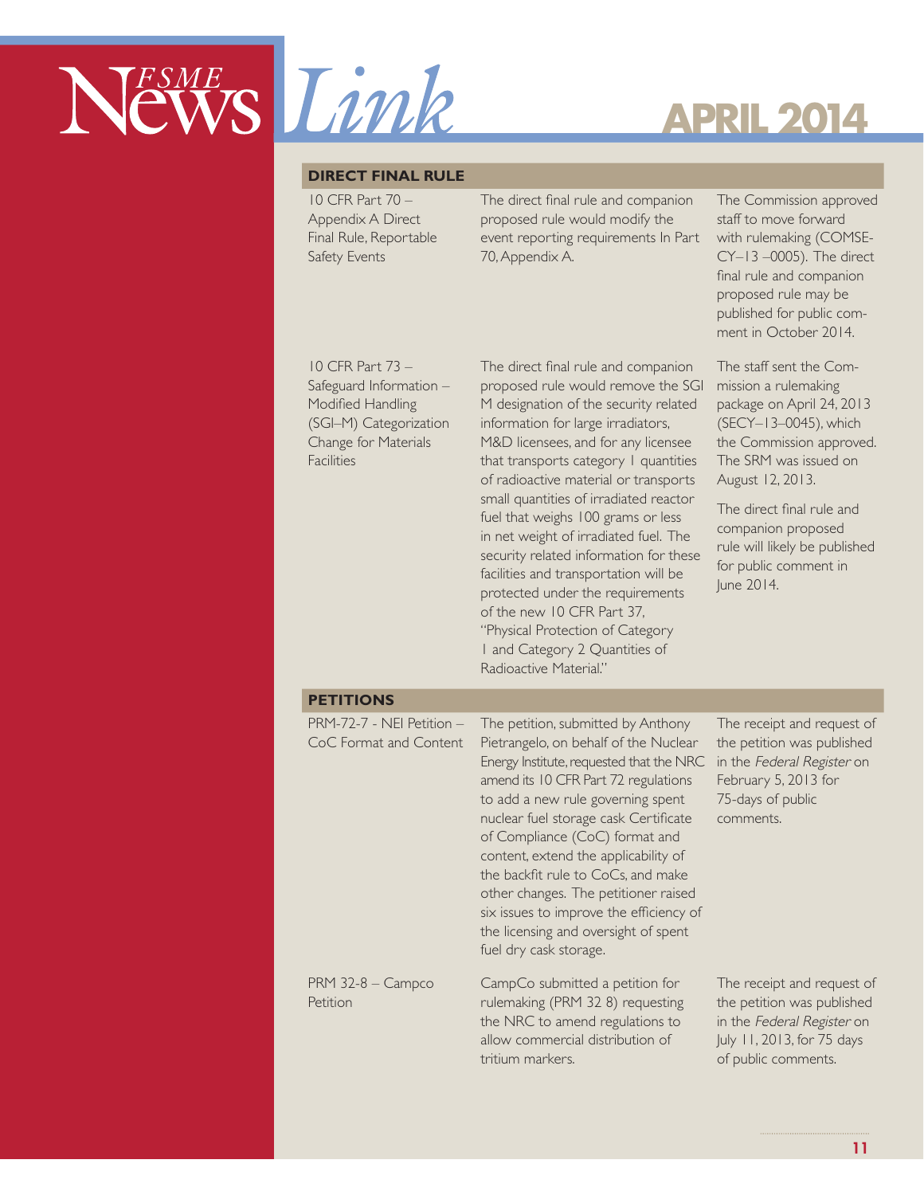| DIRECT FINAL RULE | | |
|---|---|---|
| 10 CFR Part 70 – Appendix A Direct Final Rule, Reportable Safety Events | The direct final rule and companion proposed rule would modify the event reporting requirements In Part 70, Appendix A. | The Commission approved staff to move forward with rulemaking (COMSECY–13 –0005). The direct final rule and companion proposed rule may be published for public comment in October 2014. |
| 10 CFR Part 73 – Safeguard Information – Modified Handling (SGI–M) Categorization Change for Materials Facilities | The direct final rule and companion proposed rule would remove the SGI M designation of the security related information for large irradiators, M&D licensees, and for any licensee that transports category I quantities of radioactive material or transports small quantities of irradiated reactor fuel that weighs 100 grams or less in net weight of irradiated fuel. The security related information for these facilities and transportation will be protected under the requirements of the new 10 CFR Part 37, "Physical Protection of Category 1 and Category 2 Quantities of Radioactive Material." | The staff sent the Commission a rulemaking package on April 24, 2013 (SECY–13–0045), which the Commission approved. The SRM was issued on August 12, 2013.<br><br>The direct final rule and companion proposed rule will likely be published for public comment in June 2014. |

| PETITIONS | | |
|---|---|---|
| PRM-72-7 - NEI Petition – CoC Format and Content | The petition, submitted by Anthony Pietrangelo, on behalf of the Nuclear Energy Institute, requested that the NRC amend its 10 CFR Part 72 regulations to add a new rule governing spent nuclear fuel storage cask Certificate of Compliance (CoC) format and content, extend the applicability of the backfit rule to CoCs, and make other changes. The petitioner raised six issues to improve the efficiency of the licensing and oversight of spent fuel dry cask storage. | The receipt and request of the petition was published in the *Federal Register* on February 5, 2013 for 75-days of public comments. |
| PRM 32-8 – Campco Petition | CampCo submitted a petition for rulemaking (PRM 32 8) requesting the NRC to amend regulations to allow commercial distribution of tritium markers. | The receipt and request of the petition was published in the *Federal Register* on July 11, 2013, for 75 days of public comments. |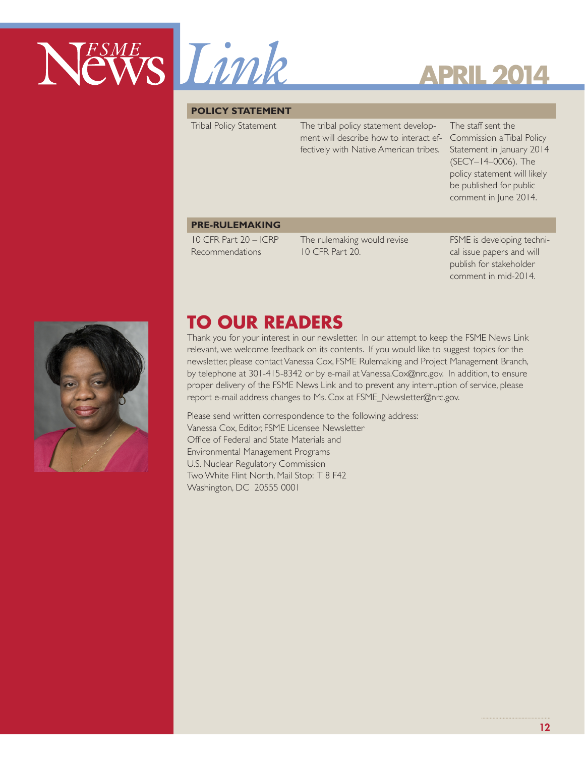| POLICY STATEMENT | | |
| --- | --- | --- |
| Tribal Policy Statement | The tribal policy statement development will describe how to interact effectively with Native American tribes. | The staff sent the Commission a Tibal Policy Statement in January 2014 (SECY–14–0006). The policy statement will likely be published for public comment in June 2014. |
| **PRE-RULEMAKING** | | |
| 10 CFR Part 20 – ICRP Recommendations | The rulemaking would revise 10 CFR Part 20. | FSME is developing technical issue papers and will publish for stakeholder comment in mid-2014. |

## TO OUR READERS

Thank you for your interest in our newsletter. In our attempt to keep the FSME News Link relevant, we welcome feedback on its contents. If you would like to suggest topics for the newsletter, please contact Vanessa Cox, FSME Rulemaking and Project Management Branch, by telephone at 301-415-8342 or by e-mail at Vanessa.Cox@nrc.gov. In addition, to ensure proper delivery of the FSME News Link and to prevent any interruption of service, please report e-mail address changes to Ms. Cox at FSME_Newsletter@nrc.gov.

Please send written correspondence to the following address:
Vanessa Cox, Editor, FSME Licensee Newsletter
Office of Federal and State Materials and
Environmental Management Programs
U.S. Nuclear Regulatory Commission
Two White Flint North, Mail Stop: T 8 F42
Washington, DC 20555 0001